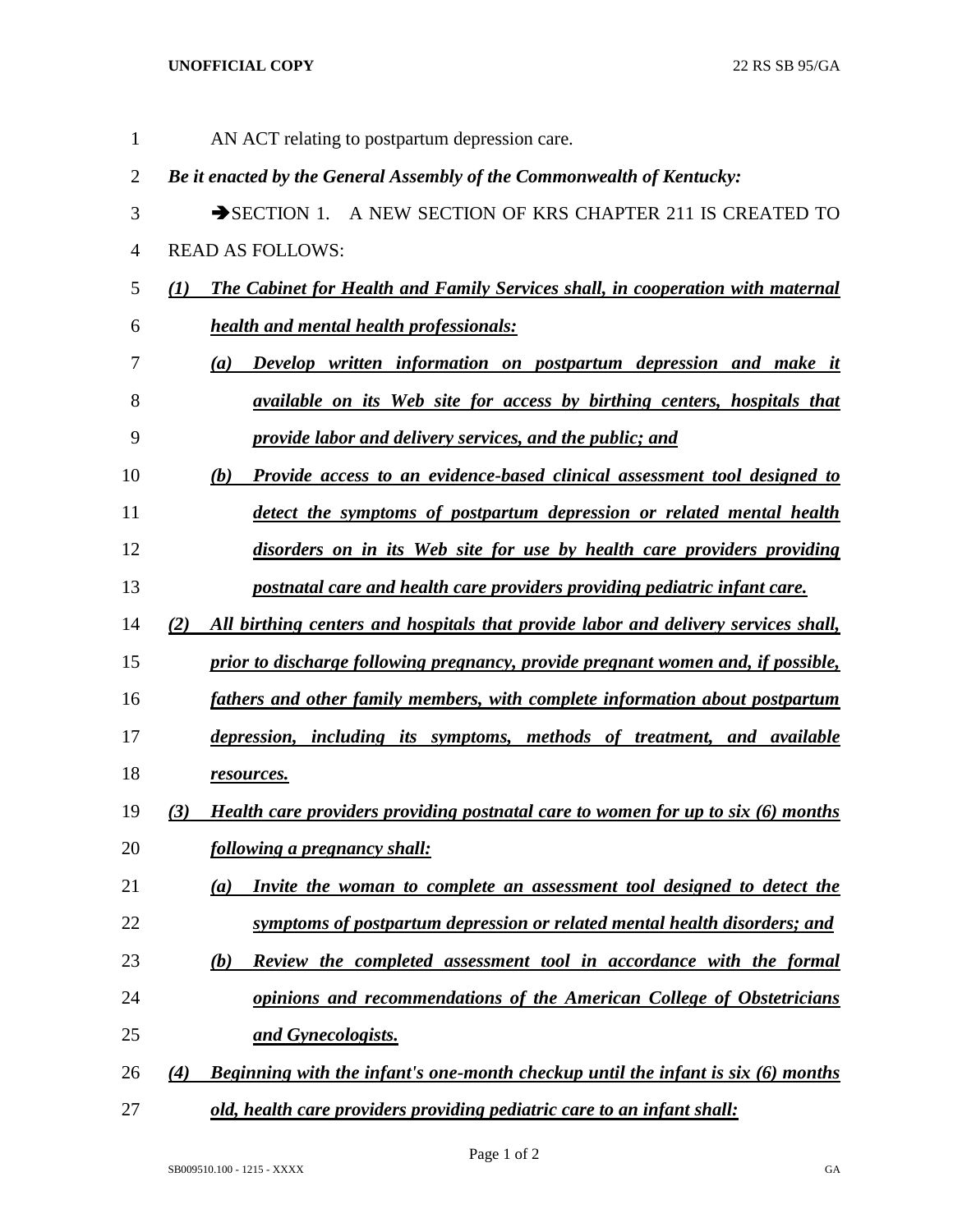AN ACT relating to postpartum depression care.

***Be it enacted by the General Assembly of the Commonwealth of Kentucky:***

➔SECTION 1. A NEW SECTION OF KRS CHAPTER 211 IS CREATED TO READ AS FOLLOWS:

***(1) The Cabinet for Health and Family Services shall, in cooperation with maternal health and mental health professionals:***

***(a) Develop written information on postpartum depression and make it available on its Web site for access by birthing centers, hospitals that provide labor and delivery services, and the public; and***

***(b) Provide access to an evidence-based clinical assessment tool designed to detect the symptoms of postpartum depression or related mental health disorders on in its Web site for use by health care providers providing postnatal care and health care providers providing pediatric infant care.***

***(2) All birthing centers and hospitals that provide labor and delivery services shall, prior to discharge following pregnancy, provide pregnant women and, if possible, fathers and other family members, with complete information about postpartum depression, including its symptoms, methods of treatment, and available resources.***

***(3) Health care providers providing postnatal care to women for up to six (6) months following a pregnancy shall:***

***(a) Invite the woman to complete an assessment tool designed to detect the symptoms of postpartum depression or related mental health disorders; and***

***(b) Review the completed assessment tool in accordance with the formal opinions and recommendations of the American College of Obstetricians and Gynecologists.***

***(4) Beginning with the infant's one-month checkup until the infant is six (6) months old, health care providers providing pediatric care to an infant shall:***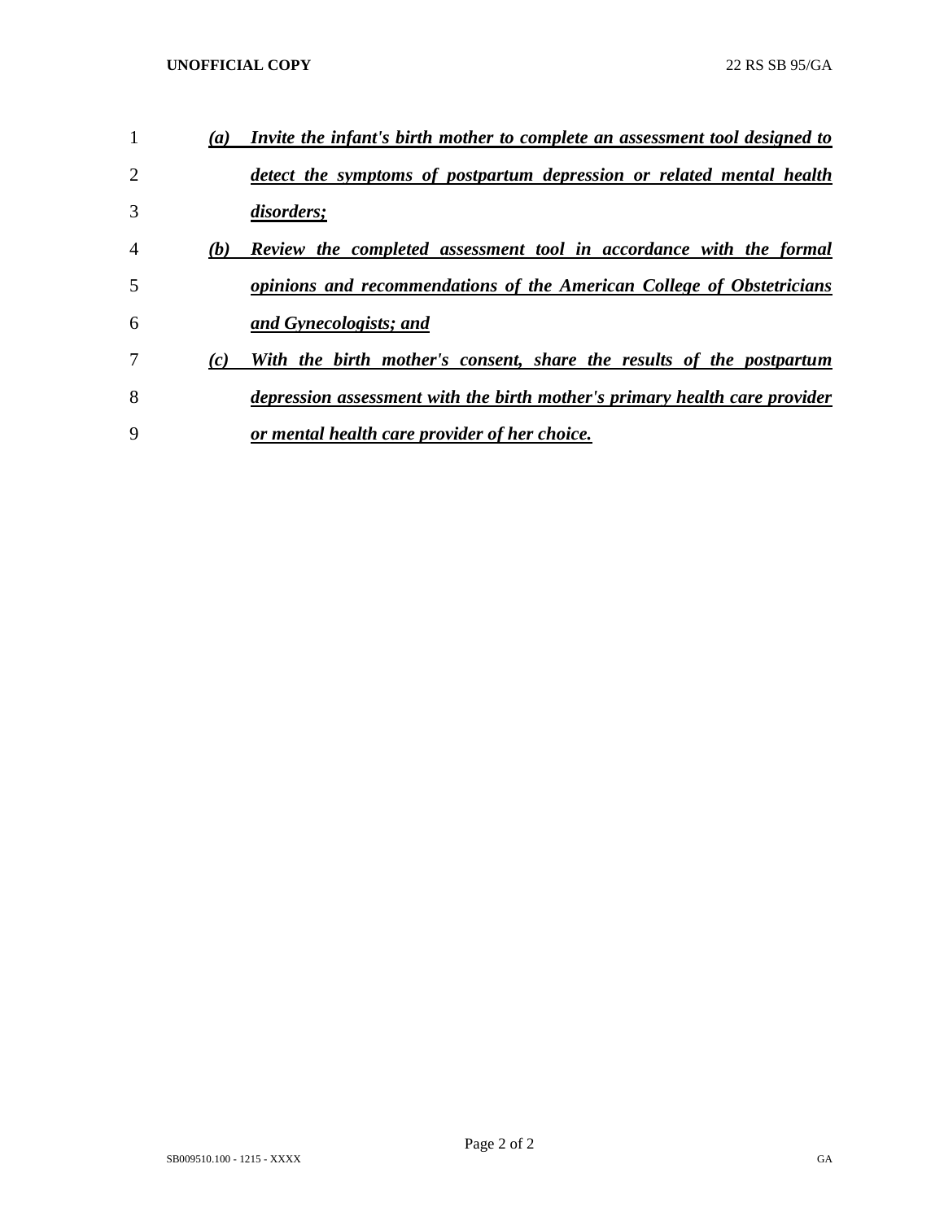*(a) Invite the infant's birth mother to complete an assessment tool designed to detect the symptoms of postpartum depression or related mental health disorders;*

*(b) Review the completed assessment tool in accordance with the formal opinions and recommendations of the American College of Obstetricians and Gynecologists; and*

*(c) With the birth mother's consent, share the results of the postpartum depression assessment with the birth mother's primary health care provider or mental health care provider of her choice.*